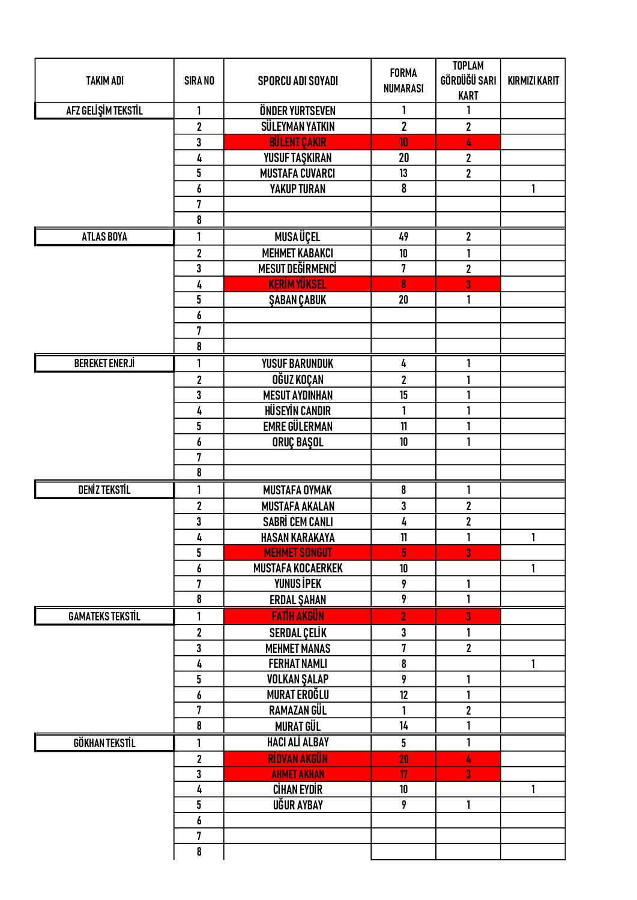| TAKIM ADI | SIRA NO | SPORCU ADI SOYADI | FORMA NUMARASI | TOPLAM GÖRDÜĞÜ SARI KART | KIRMIZI KARIT |
|---|---|---|---|---|---|
| AFZ GELİŞİM TEKSTİL | 1 | ÖNDER YURTSEVEN | 1 | 1 | |
| | 2 | SÜLEYMAN YATKIN | 2 | 2 | |
| | 3 | BÜLENT ÇAKIR | 10 | 4 | |
| | 4 | YUSUF TAŞKIRAN | 20 | 2 | |
| | 5 | MUSTAFA CUVARCI | 13 | 2 | |
| | 6 | YAKUP TURAN | 8 | | 1 |
| | 7 | | | | |
| | 8 | | | | |
| ATLAS BOYA | 1 | MUSA ÜÇEL | 49 | 2 | |
| | 2 | MEHMET KABAKCI | 10 | 1 | |
| | 3 | MESUT DEĞİRMENCİ | 7 | 2 | |
| | 4 | KERİM YÜKSEL | 8 | 3 | |
| | 5 | ŞABAN ÇABUK | 20 | 1 | |
| | 6 | | | | |
| | 7 | | | | |
| | 8 | | | | |
| BEREKET ENERJİ | 1 | YUSUF BARUNDUK | 4 | 1 | |
| | 2 | OĞUZ KOÇAN | 2 | 1 | |
| | 3 | MESUT AYDINHAN | 15 | 1 | |
| | 4 | HÜSEYİN CANDIR | 1 | 1 | |
| | 5 | EMRE GÜLERMAN | 11 | 1 | |
| | 6 | ORUÇ BAŞOL | 10 | 1 | |
| | 7 | | | | |
| | 8 | | | | |
| DENİZ TEKSTİL | 1 | MUSTAFA OYMAK | 8 | 1 | |
| | 2 | MUSTAFA AKALAN | 3 | 2 | |
| | 3 | SABRİ CEM CANLI | 4 | 2 | |
| | 4 | HASAN KARAKAYA | 11 | 1 | 1 |
| | 5 | MEHMET SONGUT | 5 | 3 | |
| | 6 | MUSTAFA KOCAERKEK | 10 | | 1 |
| | 7 | YUNUS İPEK | 9 | 1 | |
| | 8 | ERDAL ŞAHAN | 9 | 1 | |
| GAMATEKS TEKSTİL | 1 | FATİH AKGÜN | 2 | 3 | |
| | 2 | SERDAL ÇELİK | 3 | 1 | |
| | 3 | MEHMET MANAS | 7 | 2 | |
| | 4 | FERHAT NAMLI | 8 | | 1 |
| | 5 | VOLKAN ŞALAP | 9 | 1 | |
| | 6 | MURAT EROĞLU | 12 | 1 | |
| | 7 | RAMAZAN GÜL | 1 | 2 | |
| | 8 | MURAT GÜL | 14 | 1 | |
| GÖKHAN TEKSTİL | 1 | HACI ALİ ALBAY | 5 | 1 | |
| | 2 | RİDVAN AKGÜN | 20 | 4 | |
| | 3 | AHMET AKHAN | 17 | 3 | |
| | 4 | CİHAN EYDİR | 10 | | 1 |
| | 5 | UĞUR AYBAY | 9 | 1 | |
| | 6 | | | | |
| | 7 | | | | |
| | 8 | | | | |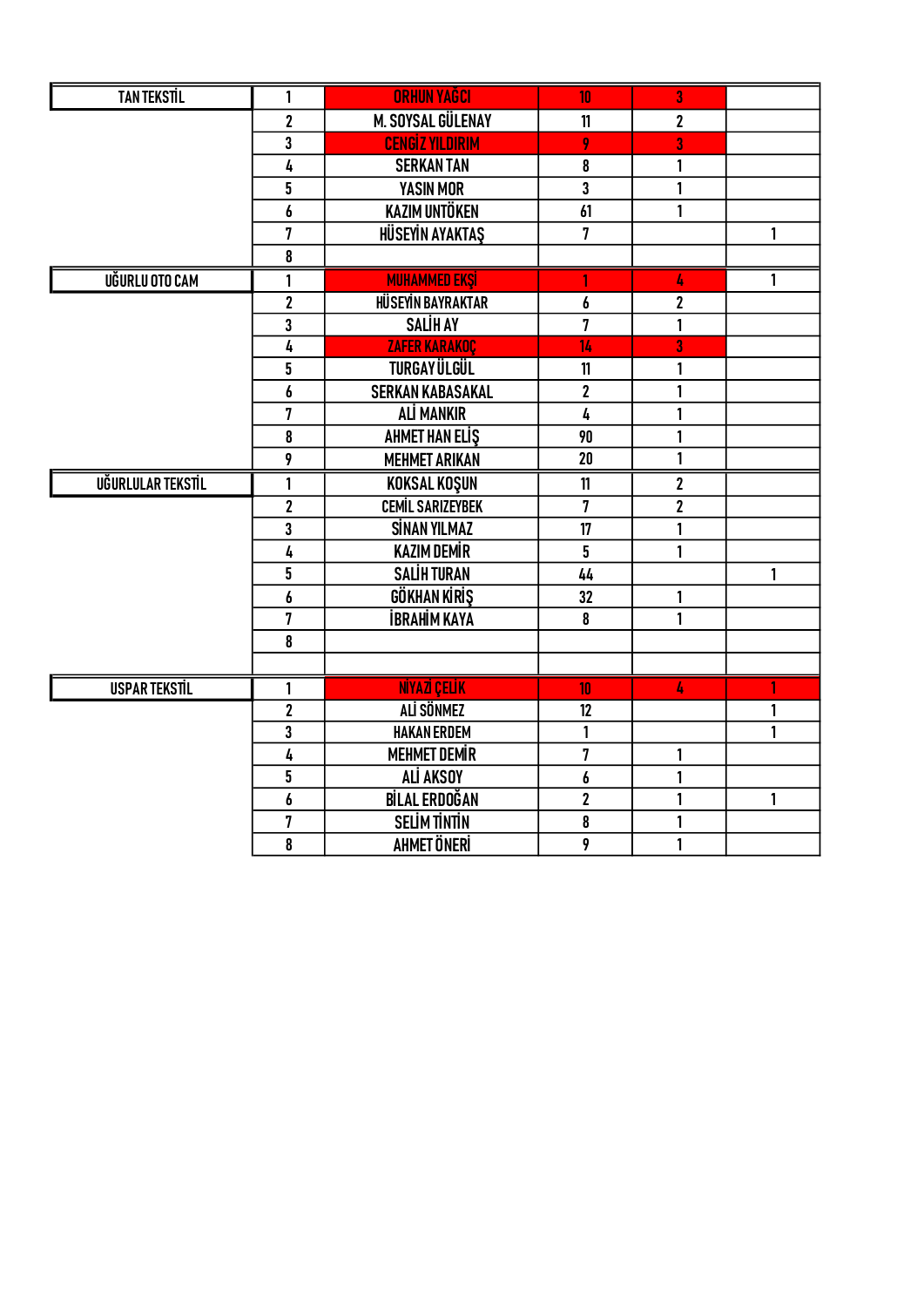| | | | | | |
|---|---|---|---|---|---|
| TAN TEKSTİL | 1 | ORHUN YAĞCI | 10 | 3 | |
| | 2 | M. SOYSAL GÜLENAY | 11 | 2 | |
| | 3 | CENGİZ YILDIRIM | 9 | 3 | |
| | 4 | SERKAN TAN | 8 | 1 | |
| | 5 | YASIN MOR | 3 | 1 | |
| | 6 | KAZIM UNTÖKEN | 61 | 1 | |
| | 7 | HÜSEYİN AYAKTAŞ | 7 | | 1 |
| | 8 | | | | |
| UĞURLU OTO CAM | 1 | MUHAMMED EKŞİ | 1 | 4 | 1 |
| | 2 | HÜSEYİN BAYRAKTAR | 6 | 2 | |
| | 3 | SALİH AY | 7 | 1 | |
| | 4 | ZAFER KARAKOÇ | 14 | 3 | |
| | 5 | TURGAY ÜLGÜL | 11 | 1 | |
| | 6 | SERKAN KABASAKAL | 2 | 1 | |
| | 7 | ALİ MANKIR | 4 | 1 | |
| | 8 | AHMET HAN ELİŞ | 90 | 1 | |
| | 9 | MEHMET ARIKAN | 20 | 1 | |
| UĞURLULAR TEKSTİL | 1 | KOKSAL KOŞUN | 11 | 2 | |
| | 2 | CEMİL SARIZEYBEK | 7 | 2 | |
| | 3 | SİNAN YILMAZ | 17 | 1 | |
| | 4 | KAZIM DEMİR | 5 | 1 | |
| | 5 | SALİH TURAN | 44 | | 1 |
| | 6 | GÖKHAN KİRİŞ | 32 | 1 | |
| | 7 | İBRAHİM KAYA | 8 | 1 | |
| | 8 | | | | |
| | | | | | |
| USPAR TEKSTİL | 1 | NİYAZİ ÇELİK | 10 | 4 | 1 |
| | 2 | ALİ SÖNMEZ | 12 | | 1 |
| | 3 | HAKAN ERDEM | 1 | | 1 |
| | 4 | MEHMET DEMİR | 7 | 1 | |
| | 5 | ALİ AKSOY | 6 | 1 | |
| | 6 | BİLAL ERDOĞAN | 2 | 1 | 1 |
| | 7 | SELİM TİNTİN | 8 | 1 | |
| | 8 | AHMET ÖNERİ | 9 | 1 | |